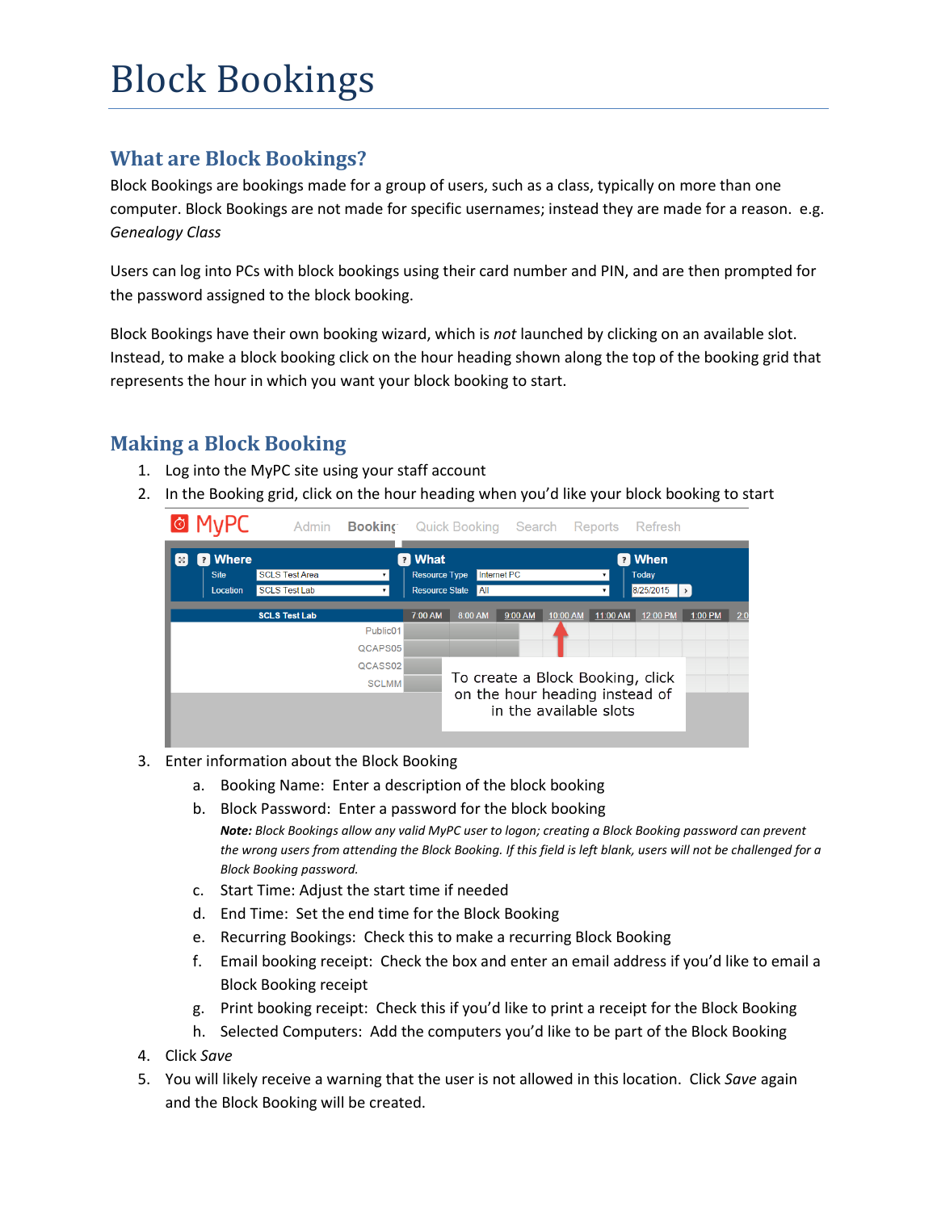// Block Bookings

## What are Block Bookings?

Block Bookings are bookings made for a group of users, such as a class, typically on more than one computer. Block Bookings are not made for specific usernames; instead they are made for a reason. e.g. *Genealogy Class*

Users can log into PCs with block bookings using their card number and PIN, and are then prompted for the password assigned to the block booking.

Block Bookings have their own booking wizard, which is *not* launched by clicking on an available slot. Instead, to make a block booking click on the hour heading shown along the top of the booking grid that represents the hour in which you want your block booking to start.

## Making a Block Booking

1. Log into the MyPC site using your staff account
2. In the Booking grid, click on the hour heading when you'd like your block booking to start
3. Enter information about the Block Booking
   a. Booking Name: Enter a description of the block booking
   b. Block Password: Enter a password for the block booking

      ***Note:*** *Block Bookings allow any valid MyPC user to logon; creating a Block Booking password can prevent the wrong users from attending the Block Booking. If this field is left blank, users will not be challenged for a Block Booking password.*
   c. Start Time: Adjust the start time if needed
   d. End Time: Set the end time for the Block Booking
   e. Recurring Bookings: Check this to make a recurring Block Booking
   f. Email booking receipt: Check the box and enter an email address if you'd like to email a Block Booking receipt
   g. Print booking receipt: Check this if you'd like to print a receipt for the Block Booking
   h. Selected Computers: Add the computers you'd like to be part of the Block Booking
4. Click *Save*
5. You will likely receive a warning that the user is not allowed in this location. Click *Save* again and the Block Booking will be created.

# Block Bookings

## What are Block Bookings?

Block Bookings are bookings made for a group of users, such as a class, typically on more than one computer. Block Bookings are not made for specific usernames; instead they are made for a reason. e.g. *Genealogy Class*

Users can log into PCs with block bookings using their card number and PIN, and are then prompted for the password assigned to the block booking.

Block Bookings have their own booking wizard, which is *not* launched by clicking on an available slot. Instead, to make a block booking click on the hour heading shown along the top of the booking grid that represents the hour in which you want your block booking to start.

## Making a Block Booking

1. Log into the MyPC site using your staff account
2. In the Booking grid, click on the hour heading when you'd like your block booking to start
3. Enter information about the Block Booking
   a. Booking Name: Enter a description of the block booking
   b. Block Password: Enter a password for the block booking

      ***Note:*** *Block Bookings allow any valid MyPC user to logon; creating a Block Booking password can prevent the wrong users from attending the Block Booking. If this field is left blank, users will not be challenged for a Block Booking password.*
   c. Start Time: Adjust the start time if needed
   d. End Time: Set the end time for the Block Booking
   e. Recurring Bookings: Check this to make a recurring Block Booking
   f. Email booking receipt: Check the box and enter an email address if you'd like to email a Block Booking receipt
   g. Print booking receipt: Check this if you'd like to print a receipt for the Block Booking
   h. Selected Computers: Add the computers you'd like to be part of the Block Booking
4. Click *Save*
5. You will likely receive a warning that the user is not allowed in this location. Click *Save* again and the Block Booking will be created.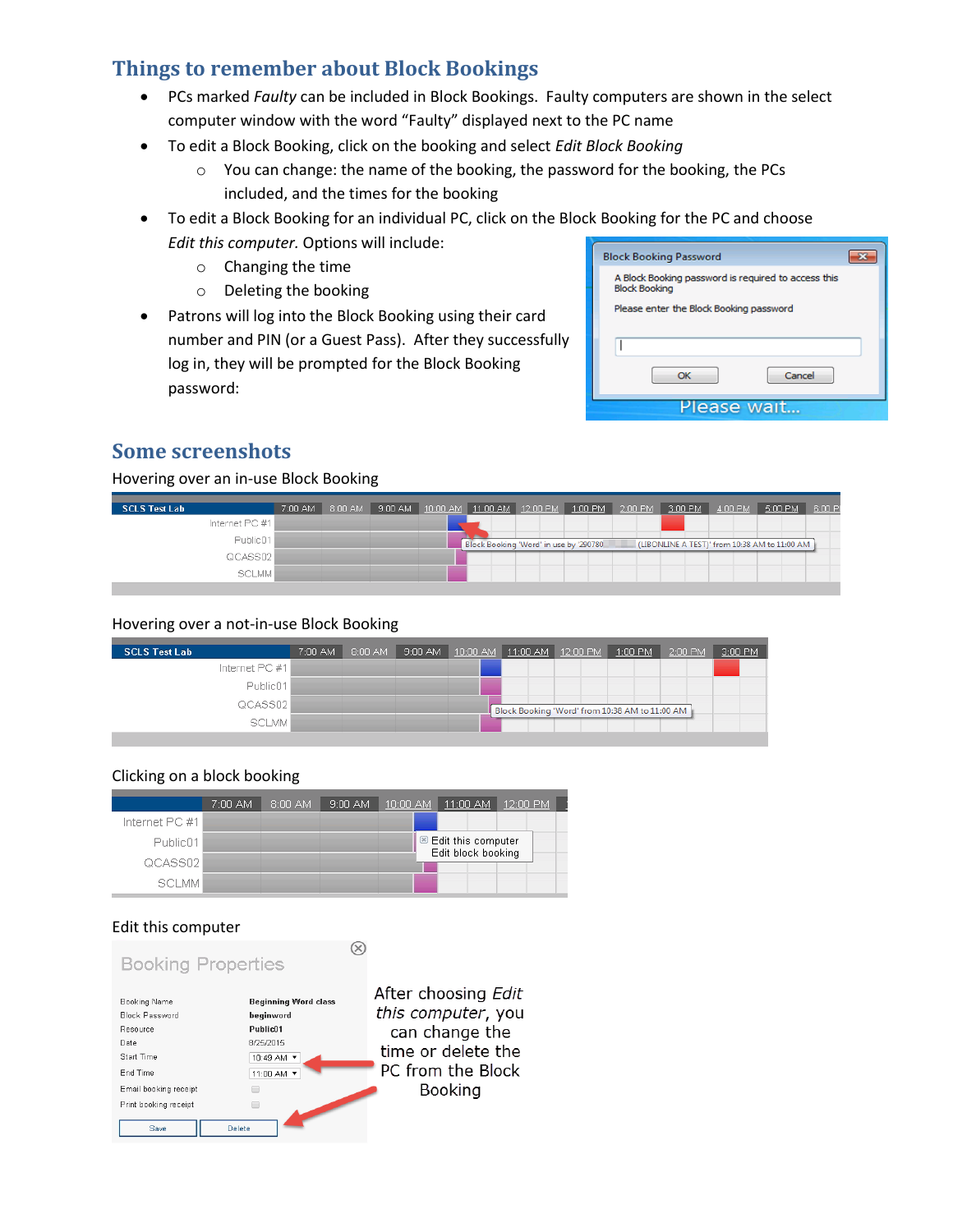## Things to remember about Block Bookings

- PCs marked *Faulty* can be included in Block Bookings. Faulty computers are shown in the select computer window with the word "Faulty" displayed next to the PC name
- To edit a Block Booking, click on the booking and select *Edit Block Booking*
  - You can change: the name of the booking, the password for the booking, the PCs included, and the times for the booking
- To edit a Block Booking for an individual PC, click on the Block Booking for the PC and choose *Edit this computer*. Options will include:
  - Changing the time
  - Deleting the booking
- Patrons will log into the Block Booking using their card number and PIN (or a Guest Pass). After they successfully log in, they will be prompted for the Block Booking password:

## Some screenshots

Hovering over an in-use Block Booking

Hovering over a not-in-use Block Booking

Clicking on a block booking

Edit this computer

After choosing *Edit this computer*, you can change the time or delete the PC from the Block Booking